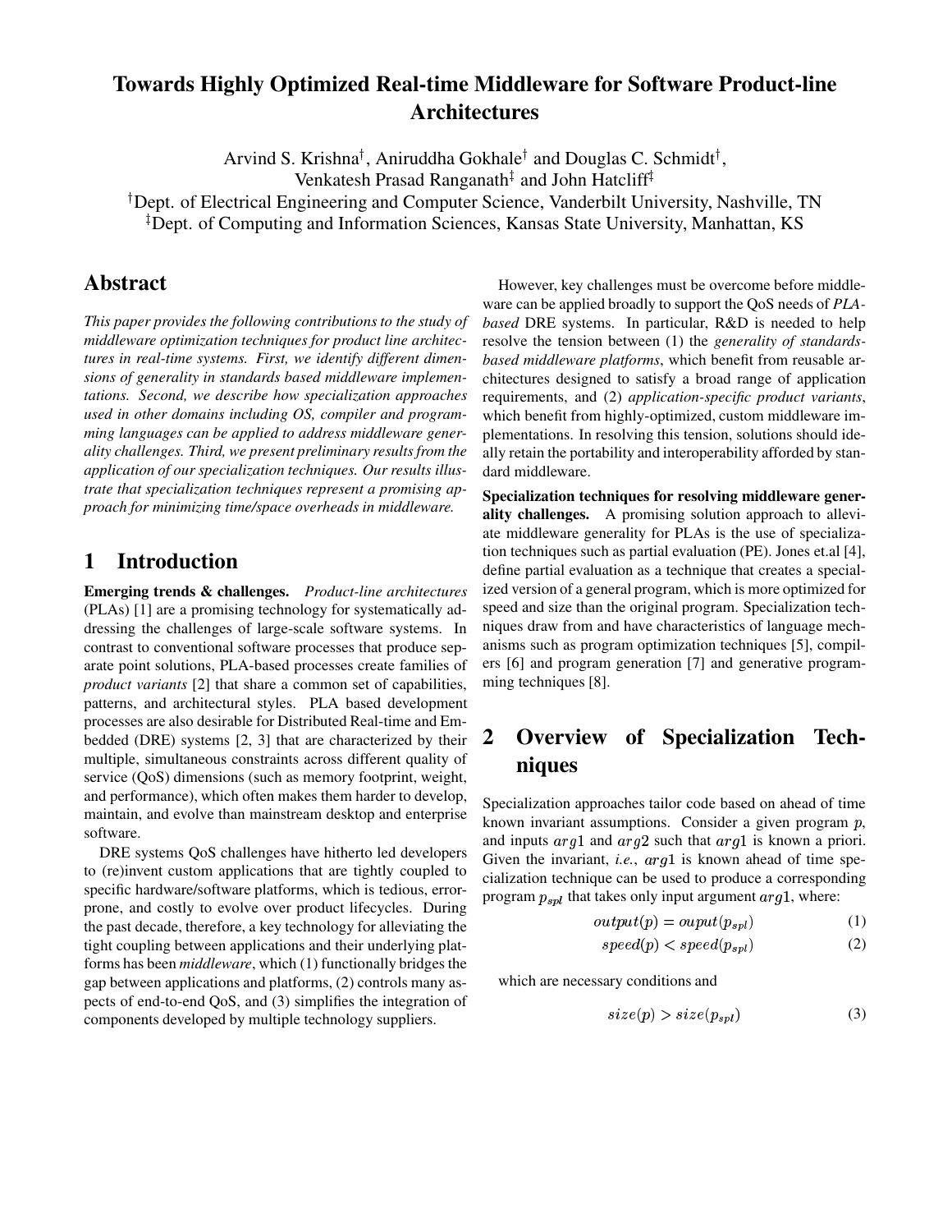# Towards Highly Optimized Real-time Middleware for Software Product-line Architectures

Arvind S. Krishna[†], Aniruddha Gokhale[†] and Douglas C. Schmidt[†],
Venkatesh Prasad Ranganath[‡] and John Hatcliff[‡]

[†]Dept. of Electrical Engineering and Computer Science, Vanderbilt University, Nashville, TN
[‡]Dept. of Computing and Information Sciences, Kansas State University, Manhattan, KS

## Abstract

*This paper provides the following contributions to the study of middleware optimization techniques for product line architectures in real-time systems. First, we identify different dimensions of generality in standards based middleware implementations. Second, we describe how specialization approaches used in other domains including OS, compiler and programming languages can be applied to address middleware generality challenges. Third, we present preliminary results from the application of our specialization techniques. Our results illustrate that specialization techniques represent a promising approach for minimizing time/space overheads in middleware.*

## 1 Introduction

**Emerging trends & challenges.** *Product-line architectures* (PLAs) [1] are a promising technology for systematically addressing the challenges of large-scale software systems. In contrast to conventional software processes that produce separate point solutions, PLA-based processes create families of *product variants* [2] that share a common set of capabilities, patterns, and architectural styles. PLA based development processes are also desirable for Distributed Real-time and Embedded (DRE) systems [2, 3] that are characterized by their multiple, simultaneous constraints across different quality of service (QoS) dimensions (such as memory footprint, weight, and performance), which often makes them harder to develop, maintain, and evolve than mainstream desktop and enterprise software.

DRE systems QoS challenges have hitherto led developers to (re)invent custom applications that are tightly coupled to specific hardware/software platforms, which is tedious, error-prone, and costly to evolve over product lifecycles. During the past decade, therefore, a key technology for alleviating the tight coupling between applications and their underlying platforms has been *middleware*, which (1) functionally bridges the gap between applications and platforms, (2) controls many aspects of end-to-end QoS, and (3) simplifies the integration of components developed by multiple technology suppliers.

However, key challenges must be overcome before middleware can be applied broadly to support the QoS needs of *PLA-based* DRE systems. In particular, R&D is needed to help resolve the tension between (1) the *generality of standards-based middleware platforms*, which benefit from reusable architectures designed to satisfy a broad range of application requirements, and (2) *application-specific product variants*, which benefit from highly-optimized, custom middleware implementations. In resolving this tension, solutions should ideally retain the portability and interoperability afforded by standard middleware.

**Specialization techniques for resolving middleware generality challenges.** A promising solution approach to alleviate middleware generality for PLAs is the use of specialization techniques such as partial evaluation (PE). Jones et.al [4], define partial evaluation as a technique that creates a specialized version of a general program, which is more optimized for speed and size than the original program. Specialization techniques draw from and have characteristics of language mechanisms such as program optimization techniques [5], compilers [6] and program generation [7] and generative programming techniques [8].

## 2 Overview of Specialization Techniques

Specialization approaches tailor code based on ahead of time known invariant assumptions. Consider a given program $p$, and inputs $arg1$ and $arg2$ such that $arg1$ is known a priori. Given the invariant, *i.e.*, $arg1$ is known ahead of time specialization technique can be used to produce a corresponding program $p_{spl}$ that takes only input argument $arg1$, where:

$$output(p) = ouput(p_{spl}) \tag{1}$$

$$speed(p) < speed(p_{spl}) \tag{2}$$

which are necessary conditions and

$$size(p) > size(p_{spl}) \tag{3}$$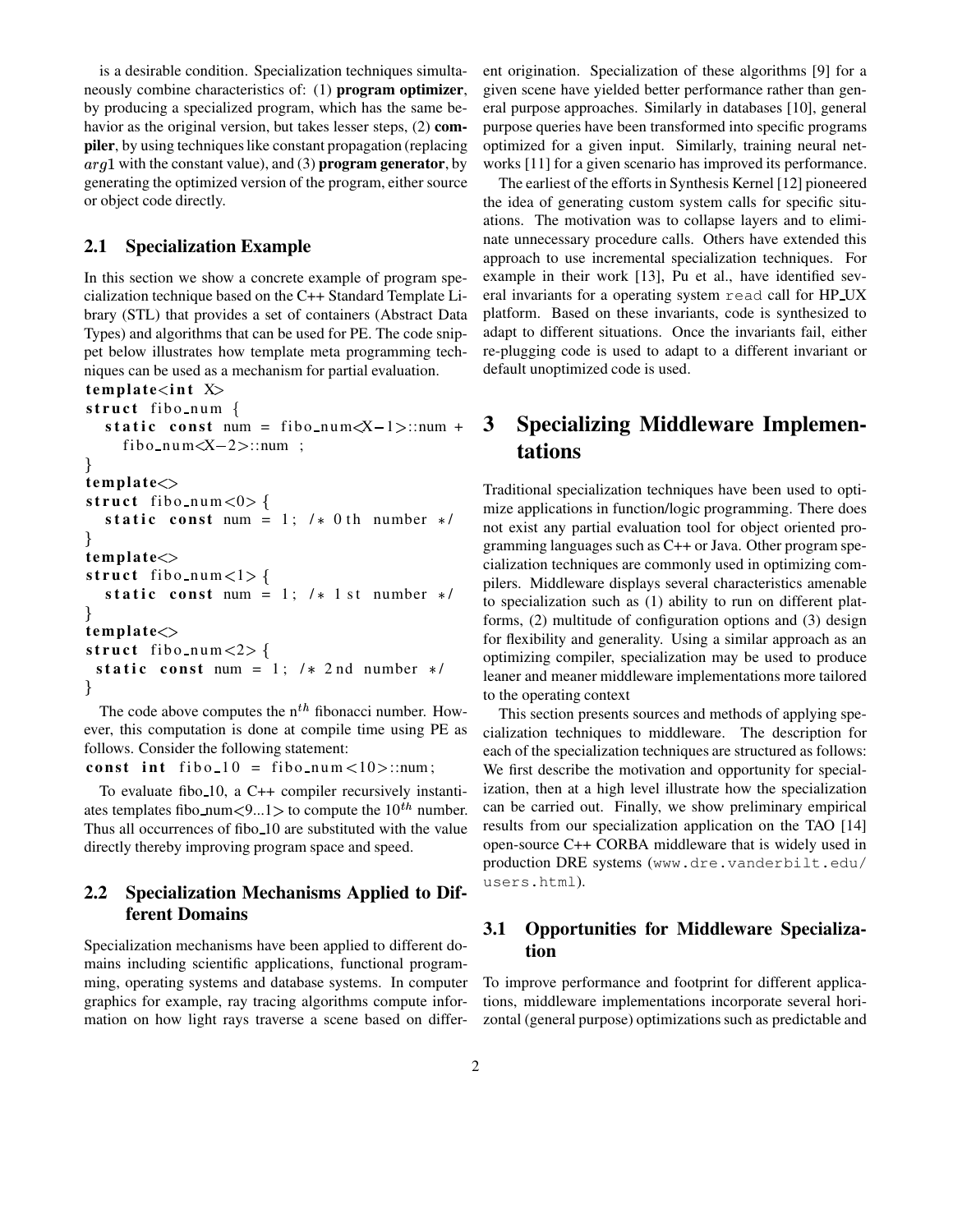is a desirable condition. Specialization techniques simultaneously combine characteristics of: (1) **program optimizer**, by producing a specialized program, which has the same behavior as the original version, but takes lesser steps, (2) **compiler**, by using techniques like constant propagation (replacing $arg1$ with the constant value), and (3) **program generator**, by generating the optimized version of the program, either source or object code directly.

## 2.1 Specialization Example

In this section we show a concrete example of program specialization technique based on the C++ Standard Template Library (STL) that provides a set of containers (Abstract Data Types) and algorithms that can be used for PE. The code snippet below illustrates how template meta programming techniques can be used as a mechanism for partial evaluation.

```
template<int X>
struct fibo_num {
   static const num = fibo_num<X-1>::num +
     fibo_num<X-2>::num ;
}
template<>
struct fibo_num<0> {
   static const num = 1; /* 0th number */
}
template<>
struct fibo_num<1> {
   static const num = 1; /* 1st number */
}
template<>
struct fibo_num<2> {
 static const num = 1; /* 2nd number */
}
```

The code above computes the $n^{th}$ fibonacci number. However, this computation is done at compile time using PE as follows. Consider the following statement:

```
const int fibo_10 = fibo_num<10>::num;
```

To evaluate fibo_10, a C++ compiler recursively instantiates templates fibo_num<9...1> to compute the $10^{th}$ number. Thus all occurrences of fibo_10 are substituted with the value directly thereby improving program space and speed.

## 2.2 Specialization Mechanisms Applied to Different Domains

Specialization mechanisms have been applied to different domains including scientific applications, functional programming, operating systems and database systems. In computer graphics for example, ray tracing algorithms compute information on how light rays traverse a scene based on different origination. Specialization of these algorithms [9] for a given scene have yielded better performance rather than general purpose approaches. Similarly in databases [10], general purpose queries have been transformed into specific programs optimized for a given input. Similarly, training neural networks [11] for a given scenario has improved its performance.

The earliest of the efforts in Synthesis Kernel [12] pioneered the idea of generating custom system calls for specific situations. The motivation was to collapse layers and to eliminate unnecessary procedure calls. Others have extended this approach to use incremental specialization techniques. For example in their work [13], Pu et al., have identified several invariants for a operating system `read` call for HP_UX platform. Based on these invariants, code is synthesized to adapt to different situations. Once the invariants fail, either re-plugging code is used to adapt to a different invariant or default unoptimized code is used.

# 3 Specializing Middleware Implementations

Traditional specialization techniques have been used to optimize applications in function/logic programming. There does not exist any partial evaluation tool for object oriented programming languages such as C++ or Java. Other program specialization techniques are commonly used in optimizing compilers. Middleware displays several characteristics amenable to specialization such as (1) ability to run on different platforms, (2) multitude of configuration options and (3) design for flexibility and generality. Using a similar approach as an optimizing compiler, specialization may be used to produce leaner and meaner middleware implementations more tailored to the operating context

This section presents sources and methods of applying specialization techniques to middleware. The description for each of the specialization techniques are structured as follows: We first describe the motivation and opportunity for specialization, then at a high level illustrate how the specialization can be carried out. Finally, we show preliminary empirical results from our specialization application on the TAO [14] open-source C++ CORBA middleware that is widely used in production DRE systems (`www.dre.vanderbilt.edu/users.html`).

## 3.1 Opportunities for Middleware Specialization

To improve performance and footprint for different applications, middleware implementations incorporate several horizontal (general purpose) optimizations such as predictable and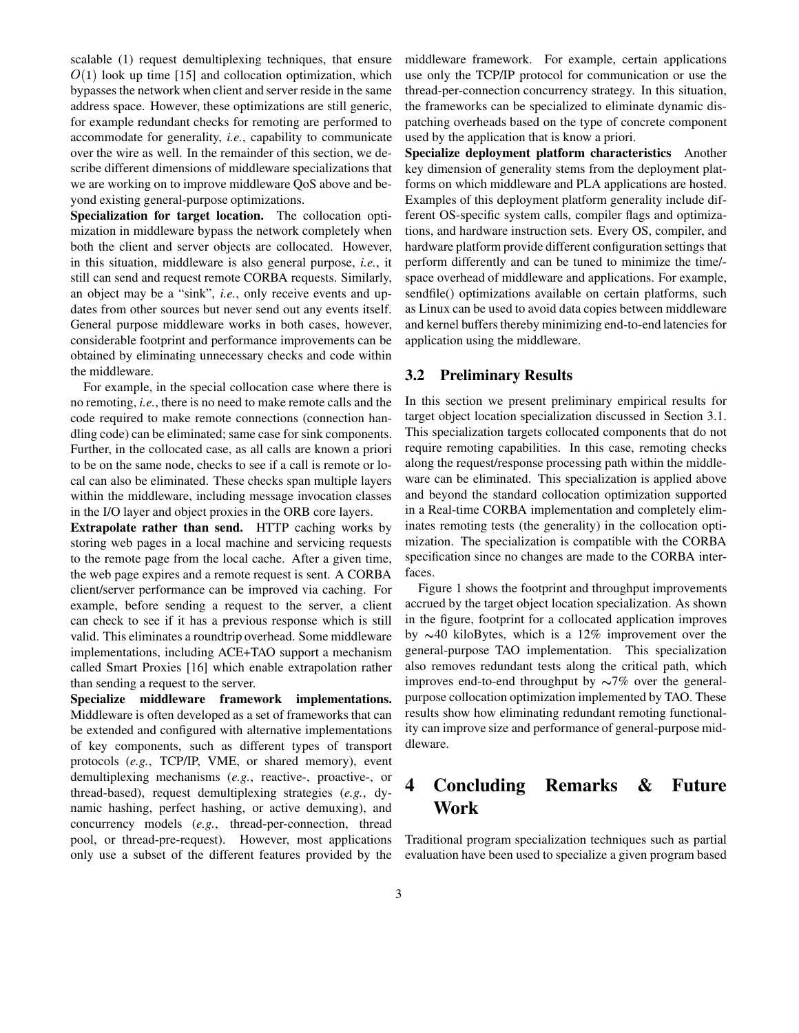scalable (1) request demultiplexing techniques, that ensure $O(1)$ look up time [15] and collocation optimization, which bypasses the network when client and server reside in the same address space. However, these optimizations are still generic, for example redundant checks for remoting are performed to accommodate for generality, *i.e.*, capability to communicate over the wire as well. In the remainder of this section, we describe different dimensions of middleware specializations that we are working on to improve middleware QoS above and beyond existing general-purpose optimizations.

**Specialization for target location.** The collocation optimization in middleware bypass the network completely when both the client and server objects are collocated. However, in this situation, middleware is also general purpose, *i.e.*, it still can send and request remote CORBA requests. Similarly, an object may be a "sink", *i.e.*, only receive events and updates from other sources but never send out any events itself. General purpose middleware works in both cases, however, considerable footprint and performance improvements can be obtained by eliminating unnecessary checks and code within the middleware.

For example, in the special collocation case where there is no remoting, *i.e.*, there is no need to make remote calls and the code required to make remote connections (connection handling code) can be eliminated; same case for sink components. Further, in the collocated case, as all calls are known a priori to be on the same node, checks to see if a call is remote or local can also be eliminated. These checks span multiple layers within the middleware, including message invocation classes in the I/O layer and object proxies in the ORB core layers.

**Extrapolate rather than send.** HTTP caching works by storing web pages in a local machine and servicing requests to the remote page from the local cache. After a given time, the web page expires and a remote request is sent. A CORBA client/server performance can be improved via caching. For example, before sending a request to the server, a client can check to see if it has a previous response which is still valid. This eliminates a roundtrip overhead. Some middleware implementations, including ACE+TAO support a mechanism called Smart Proxies [16] which enable extrapolation rather than sending a request to the server.

**Specialize middleware framework implementations.** Middleware is often developed as a set of frameworks that can be extended and configured with alternative implementations of key components, such as different types of transport protocols (*e.g.*, TCP/IP, VME, or shared memory), event demultiplexing mechanisms (*e.g.*, reactive-, proactive-, or thread-based), request demultiplexing strategies (*e.g.*, dynamic hashing, perfect hashing, or active demuxing), and concurrency models (*e.g.*, thread-per-connection, thread pool, or thread-pre-request). However, most applications only use a subset of the different features provided by the middleware framework. For example, certain applications use only the TCP/IP protocol for communication or use the thread-per-connection concurrency strategy. In this situation, the frameworks can be specialized to eliminate dynamic dispatching overheads based on the type of concrete component used by the application that is know a priori.

**Specialize deployment platform characteristics** Another key dimension of generality stems from the deployment platforms on which middleware and PLA applications are hosted. Examples of this deployment platform generality include different OS-specific system calls, compiler flags and optimizations, and hardware instruction sets. Every OS, compiler, and hardware platform provide different configuration settings that perform differently and can be tuned to minimize the time/space overhead of middleware and applications. For example, sendfile() optimizations available on certain platforms, such as Linux can be used to avoid data copies between middleware and kernel buffers thereby minimizing end-to-end latencies for application using the middleware.

## 3.2 Preliminary Results

In this section we present preliminary empirical results for target object location specialization discussed in Section 3.1. This specialization targets collocated components that do not require remoting capabilities. In this case, remoting checks along the request/response processing path within the middleware can be eliminated. This specialization is applied above and beyond the standard collocation optimization supported in a Real-time CORBA implementation and completely eliminates remoting tests (the generality) in the collocation optimization. The specialization is compatible with the CORBA specification since no changes are made to the CORBA interfaces.

Figure 1 shows the footprint and throughput improvements accrued by the target object location specialization. As shown in the figure, footprint for a collocated application improves by ∼40 kiloBytes, which is a 12% improvement over the general-purpose TAO implementation. This specialization also removes redundant tests along the critical path, which improves end-to-end throughput by ∼7% over the general-purpose collocation optimization implemented by TAO. These results show how eliminating redundant remoting functionality can improve size and performance of general-purpose middleware.

# 4 Concluding Remarks & Future Work

Traditional program specialization techniques such as partial evaluation have been used to specialize a given program based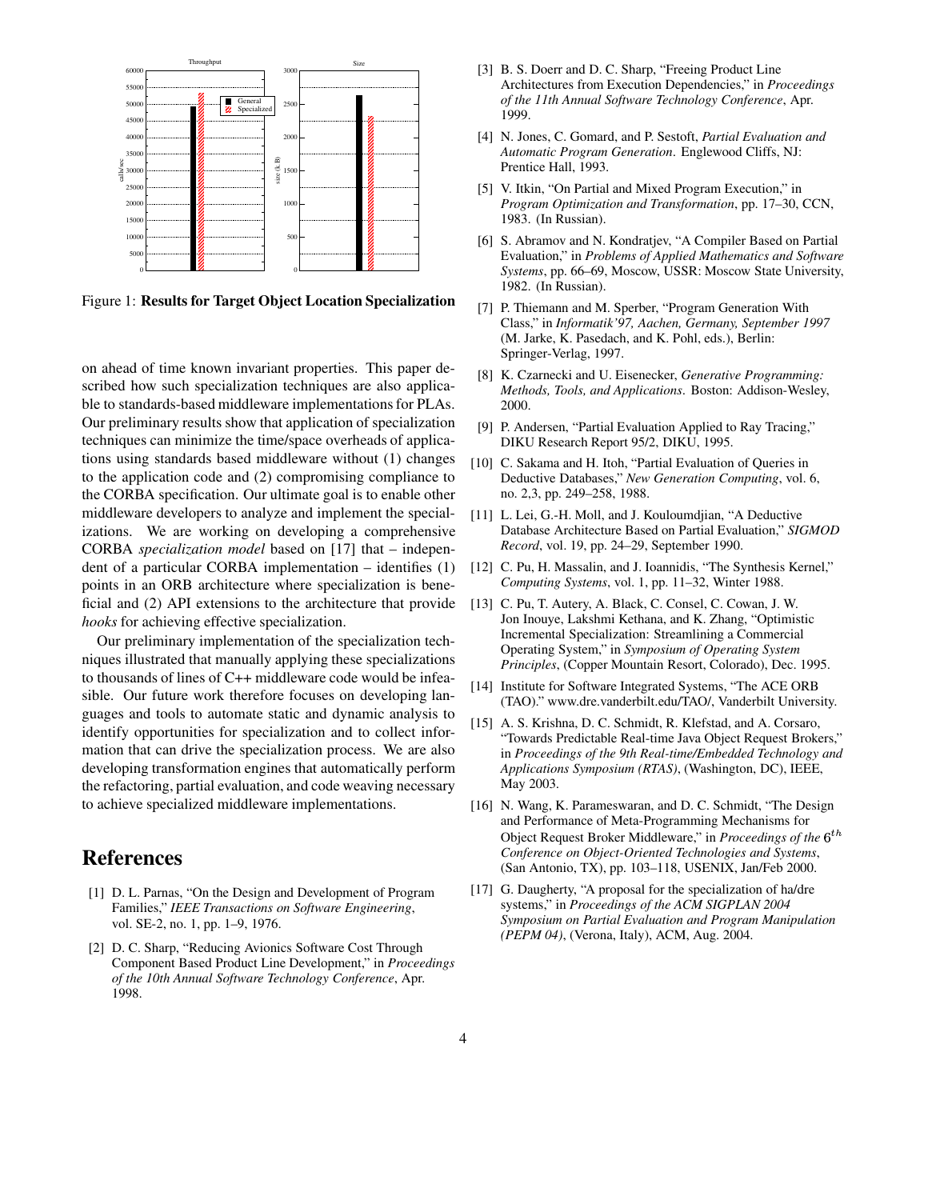Throughput

60000
55000
50000
45000
40000
35000
30000
25000
20000
15000
10000
5000
0

calls/sec

General
Specialized

Size

3000
2500
2000
1500
1000
500
0

size (k B)

Figure 1: **Results for Target Object Location Specialization**

on ahead of time known invariant properties. This paper described how such specialization techniques are also applicable to standards-based middleware implementations for PLAs. Our preliminary results show that application of specialization techniques can minimize the time/space overheads of applications using standards based middleware without (1) changes to the application code and (2) compromising compliance to the CORBA specification. Our ultimate goal is to enable other middleware developers to analyze and implement the specializations. We are working on developing a comprehensive CORBA *specialization model* based on [17] that – independent of a particular CORBA implementation – identifies (1) points in an ORB architecture where specialization is beneficial and (2) API extensions to the architecture that provide *hooks* for achieving effective specialization.

Our preliminary implementation of the specialization techniques illustrated that manually applying these specializations to thousands of lines of C++ middleware code would be infeasible. Our future work therefore focuses on developing languages and tools to automate static and dynamic analysis to identify opportunities for specialization and to collect information that can drive the specialization process. We are also developing transformation engines that automatically perform the refactoring, partial evaluation, and code weaving necessary to achieve specialized middleware implementations.

# References

[1] D. L. Parnas, "On the Design and Development of Program Families," *IEEE Transactions on Software Engineering*, vol. SE-2, no. 1, pp. 1–9, 1976.

[2] D. C. Sharp, "Reducing Avionics Software Cost Through Component Based Product Line Development," in *Proceedings of the 10th Annual Software Technology Conference*, Apr. 1998.

[3] B. S. Doerr and D. C. Sharp, "Freeing Product Line Architectures from Execution Dependencies," in *Proceedings of the 11th Annual Software Technology Conference*, Apr. 1999.

[4] N. Jones, C. Gomard, and P. Sestoft, *Partial Evaluation and Automatic Program Generation*. Englewood Cliffs, NJ: Prentice Hall, 1993.

[5] V. Itkin, "On Partial and Mixed Program Execution," in *Program Optimization and Transformation*, pp. 17–30, CCN, 1983. (In Russian).

[6] S. Abramov and N. Kondratjev, "A Compiler Based on Partial Evaluation," in *Problems of Applied Mathematics and Software Systems*, pp. 66–69, Moscow, USSR: Moscow State University, 1982. (In Russian).

[7] P. Thiemann and M. Sperber, "Program Generation With Class," in *Informatik'97, Aachen, Germany, September 1997* (M. Jarke, K. Pasedach, and K. Pohl, eds.), Berlin: Springer-Verlag, 1997.

[8] K. Czarnecki and U. Eisenecker, *Generative Programming: Methods, Tools, and Applications*. Boston: Addison-Wesley, 2000.

[9] P. Andersen, "Partial Evaluation Applied to Ray Tracing," DIKU Research Report 95/2, DIKU, 1995.

[10] C. Sakama and H. Itoh, "Partial Evaluation of Queries in Deductive Databases," *New Generation Computing*, vol. 6, no. 2,3, pp. 249–258, 1988.

[11] L. Lei, G.-H. Moll, and J. Kouloumdjian, "A Deductive Database Architecture Based on Partial Evaluation," *SIGMOD Record*, vol. 19, pp. 24–29, September 1990.

[12] C. Pu, H. Massalin, and J. Ioannidis, "The Synthesis Kernel," *Computing Systems*, vol. 1, pp. 11–32, Winter 1988.

[13] C. Pu, T. Autery, A. Black, C. Consel, C. Cowan, J. W. Jon Inouye, Lakshmi Kethana, and K. Zhang, "Optimistic Incremental Specialization: Streamlining a Commercial Operating System," in *Symposium of Operating System Principles*, (Copper Mountain Resort, Colorado), Dec. 1995.

[14] Institute for Software Integrated Systems, "The ACE ORB (TAO)." www.dre.vanderbilt.edu/TAO/, Vanderbilt University.

[15] A. S. Krishna, D. C. Schmidt, R. Klefstad, and A. Corsaro, "Towards Predictable Real-time Java Object Request Brokers," in *Proceedings of the 9th Real-time/Embedded Technology and Applications Symposium (RTAS)*, (Washington, DC), IEEE, May 2003.

[16] N. Wang, K. Parameswaran, and D. C. Schmidt, "The Design and Performance of Meta-Programming Mechanisms for Object Request Broker Middleware," in *Proceedings of the $6^{th}$ Conference on Object-Oriented Technologies and Systems*, (San Antonio, TX), pp. 103–118, USENIX, Jan/Feb 2000.

[17] G. Daugherty, "A proposal for the specialization of ha/dre systems," in *Proceedings of the ACM SIGPLAN 2004 Symposium on Partial Evaluation and Program Manipulation (PEPM 04)*, (Verona, Italy), ACM, Aug. 2004.